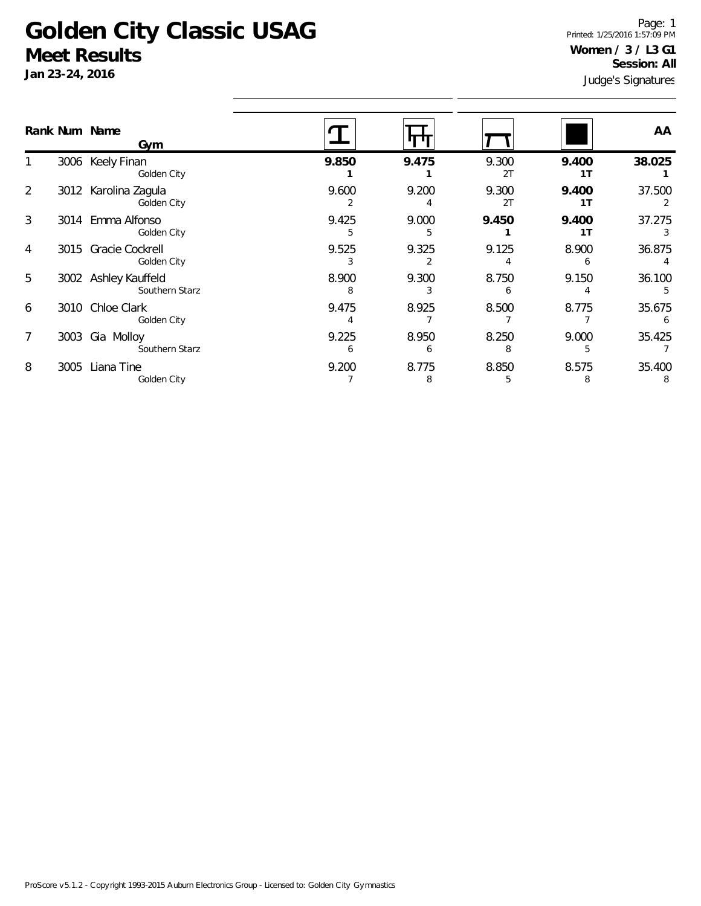# Golden City Classic USAG

## Meet Results

**Jan 23-24, 2016**

Printed: 1/25/2016 1:57:09 PM

**Women / 3 / L3 G1**

**Session: All**

Judge's Signatures

| Rank | Num | Name / Gym | Vault | Bars | Beam | Floor | AA |
|---|---|---|---|---|---|---|---|
| 1 | 3006 | Keely Finan<br>Golden City | **9.850**<br>**1** | **9.475**<br>**1** | 9.300<br>2T | **9.400**<br>**1T** | **38.025**<br>**1** |
| 2 | 3012 | Karolina Zagula<br>Golden City | 9.600<br>2 | 9.200<br>4 | 9.300<br>2T | **9.400**<br>**1T** | 37.500<br>2 |
| 3 | 3014 | Emma Alfonso<br>Golden City | 9.425<br>5 | 9.000<br>5 | **9.450**<br>**1** | **9.400**<br>**1T** | 37.275<br>3 |
| 4 | 3015 | Gracie Cockrell<br>Golden City | 9.525<br>3 | 9.325<br>2 | 9.125<br>4 | 8.900<br>6 | 36.875<br>4 |
| 5 | 3002 | Ashley Kauffeld<br>Southern Starz | 8.900<br>8 | 9.300<br>3 | 8.750<br>6 | 9.150<br>4 | 36.100<br>5 |
| 6 | 3010 | Chloe Clark<br>Golden City | 9.475<br>4 | 8.925<br>7 | 8.500<br>7 | 8.775<br>7 | 35.675<br>6 |
| 7 | 3003 | Gia Molloy<br>Southern Starz | 9.225<br>6 | 8.950<br>6 | 8.250<br>8 | 9.000<br>5 | 35.425<br>7 |
| 8 | 3005 | Liana Tine<br>Golden City | 9.200<br>7 | 8.775<br>8 | 8.850<br>5 | 8.575<br>8 | 35.400<br>8 |

ProScore v5.1.2 - Copyright 1993-2015 Auburn Electronics Group - Licensed to: Golden City Gymnastics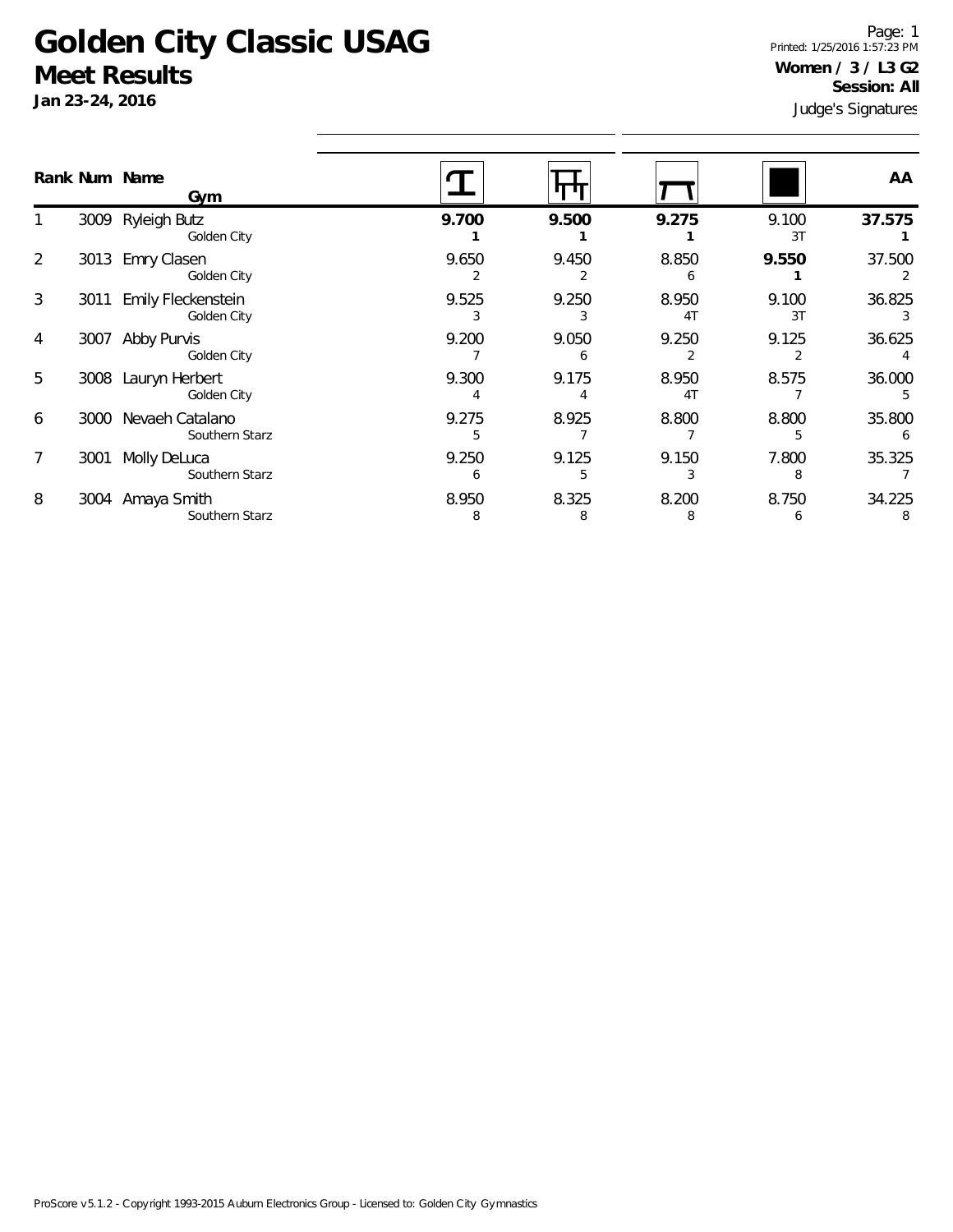# Golden City Classic USAG

## Meet Results

**Jan 23-24, 2016**

Page: 1
Printed: 1/25/2016 1:57:23 PM

**Women / 3 / L3 G2**
**Session: All**

Judge's Signatures

| Rank | Num | Name / Gym | Vault | Bars | Beam | Floor | AA |
|---|---|---|---|---|---|---|---|
| 1 | 3009 | Ryleigh Butz<br>Golden City | **9.700**<br>**1** | **9.500**<br>**1** | **9.275**<br>**1** | 9.100<br>3T | **37.575**<br>**1** |
| 2 | 3013 | Emry Clasen<br>Golden City | 9.650<br>2 | 9.450<br>2 | 8.850<br>6 | **9.550**<br>**1** | 37.500<br>2 |
| 3 | 3011 | Emily Fleckenstein<br>Golden City | 9.525<br>3 | 9.250<br>3 | 8.950<br>4T | 9.100<br>3T | 36.825<br>3 |
| 4 | 3007 | Abby Purvis<br>Golden City | 9.200<br>7 | 9.050<br>6 | 9.250<br>2 | 9.125<br>2 | 36.625<br>4 |
| 5 | 3008 | Lauryn Herbert<br>Golden City | 9.300<br>4 | 9.175<br>4 | 8.950<br>4T | 8.575<br>7 | 36.000<br>5 |
| 6 | 3000 | Nevaeh Catalano<br>Southern Starz | 9.275<br>5 | 8.925<br>7 | 8.800<br>7 | 8.800<br>5 | 35.800<br>6 |
| 7 | 3001 | Molly DeLuca<br>Southern Starz | 9.250<br>6 | 9.125<br>5 | 9.150<br>3 | 7.800<br>8 | 35.325<br>7 |
| 8 | 3004 | Amaya Smith<br>Southern Starz | 8.950<br>8 | 8.325<br>8 | 8.200<br>8 | 8.750<br>6 | 34.225<br>8 |

ProScore v5.1.2 - Copyright 1993-2015 Auburn Electronics Group - Licensed to: Golden City Gymnastics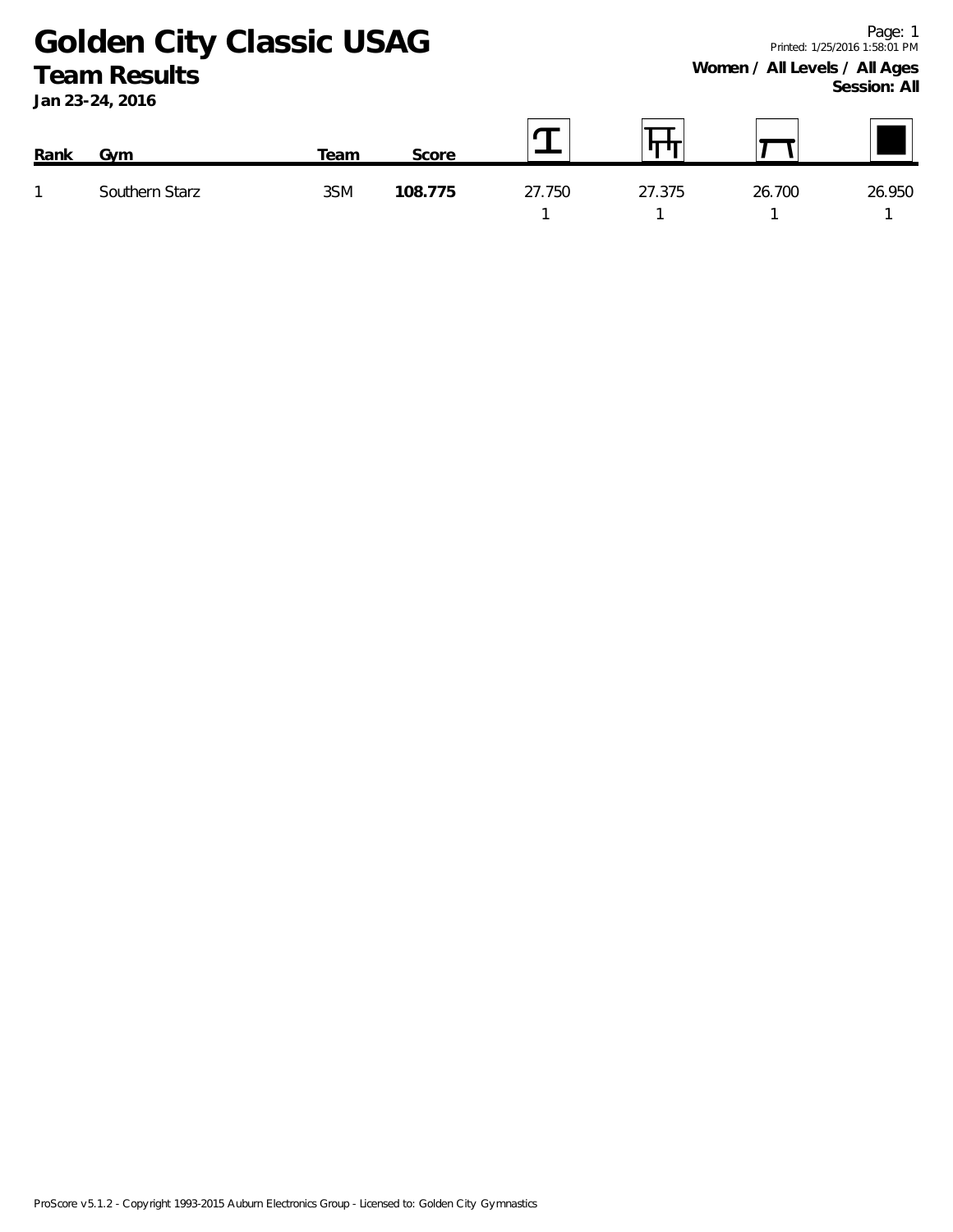# Golden City Classic USAG

## Team Results

**Jan 23-24, 2016**

**Women / All Levels / All Ages**
**Session: All**

| Rank | Gym | Team | Score | Vault | Bars | Beam | Floor |
|---|---|---|---|---|---|---|---|
| 1 | Southern Starz | 3SM | **108.775** | 27.750<br>1 | 27.375<br>1 | 26.700<br>1 | 26.950<br>1 |

ProScore v5.1.2 - Copyright 1993-2015 Auburn Electronics Group - Licensed to: Golden City Gymnastics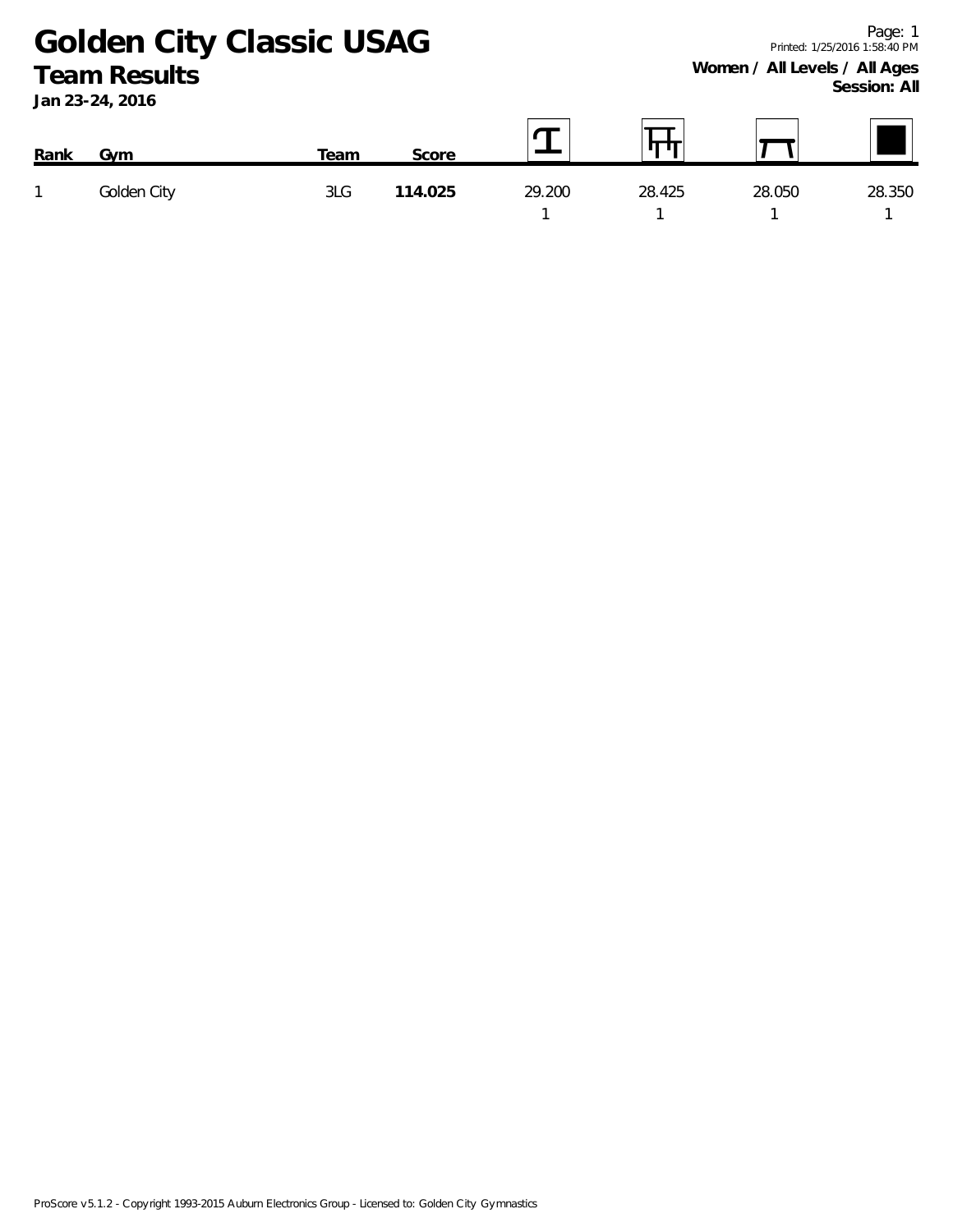# Golden City Classic USAG

## Team Results

**Jan 23-24, 2016**

**Women / All Levels / All Ages**

**Session: All**

| Rank | Gym | Team | Score | Vault | Bars | Beam | Floor |
|---|---|---|---|---|---|---|---|
| 1 | Golden City | 3LG | **114.025** | 29.200<br>1 | 28.425<br>1 | 28.050<br>1 | 28.350<br>1 |

ProScore v5.1.2 - Copyright 1993-2015 Auburn Electronics Group - Licensed to: Golden City Gymnastics